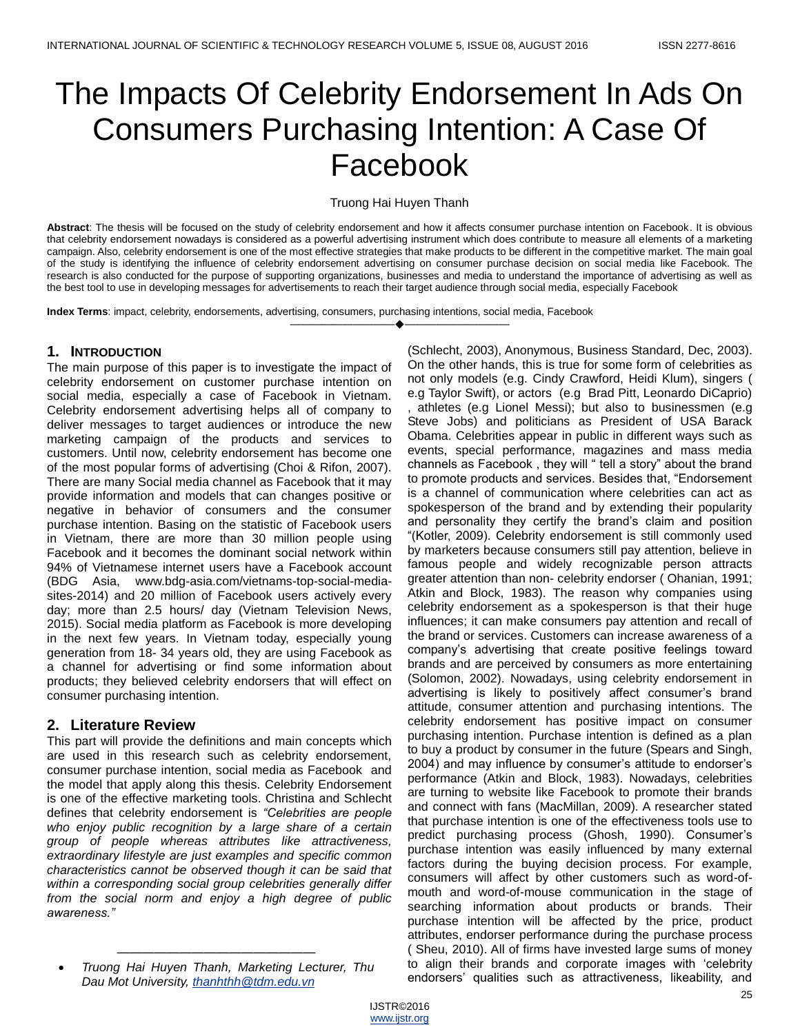# The Impacts Of Celebrity Endorsement In Ads On Consumers Purchasing Intention: A Case Of Facebook

Truong Hai Huyen Thanh

**Abstract**: The thesis will be focused on the study of celebrity endorsement and how it affects consumer purchase intention on Facebook. It is obvious that celebrity endorsement nowadays is considered as a powerful advertising instrument which does contribute to measure all elements of a marketing campaign. Also, celebrity endorsement is one of the most effective strategies that make products to be different in the competitive market. The main goal of the study is identifying the influence of celebrity endorsement advertising on consumer purchase decision on social media like Facebook. The research is also conducted for the purpose of supporting organizations, businesses and media to understand the importance of advertising as well as the best tool to use in developing messages for advertisements to reach their target audience through social media, especially Facebook

**Index Terms**: impact, celebrity, endorsements, advertising, consumers, purchasing intentions, social media, Facebook

## 1. Introduction

The main purpose of this paper is to investigate the impact of celebrity endorsement on customer purchase intention on social media, especially a case of Facebook in Vietnam. Celebrity endorsement advertising helps all of company to deliver messages to target audiences or introduce the new marketing campaign of the products and services to customers. Until now, celebrity endorsement has become one of the most popular forms of advertising (Choi & Rifon, 2007). There are many Social media channel as Facebook that it may provide information and models that can changes positive or negative in behavior of consumers and the consumer purchase intention. Basing on the statistic of Facebook users in Vietnam, there are more than 30 million people using Facebook and it becomes the dominant social network within 94% of Vietnamese internet users have a Facebook account (BDG Asia, www.bdg-asia.com/vietnams-top-social-media-sites-2014) and 20 million of Facebook users actively every day; more than 2.5 hours/ day (Vietnam Television News, 2015). Social media platform as Facebook is more developing in the next few years. In Vietnam today, especially young generation from 18- 34 years old, they are using Facebook as a channel for advertising or find some information about products; they believed celebrity endorsers that will effect on consumer purchasing intention.

## 2. Literature Review

This part will provide the definitions and main concepts which are used in this research such as celebrity endorsement, consumer purchase intention, social media as Facebook and the model that apply along this thesis. Celebrity Endorsement is one of the effective marketing tools. Christina and Schlecht defines that celebrity endorsement is *"Celebrities are people who enjoy public recognition by a large share of a certain group of people whereas attributes like attractiveness, extraordinary lifestyle are just examples and specific common characteristics cannot be observed though it can be said that within a corresponding social group celebrities generally differ from the social norm and enjoy a high degree of public awareness."*

- *Truong Hai Huyen Thanh, Marketing Lecturer, Thu Dau Mot University, thanhthh@tdm.edu.vn*

(Schlecht, 2003), Anonymous, Business Standard, Dec, 2003). On the other hands, this is true for some form of celebrities as not only models (e.g. Cindy Crawford, Heidi Klum), singers ( e.g Taylor Swift), or actors (e.g Brad Pitt, Leonardo DiCaprio) , athletes (e.g Lionel Messi); but also to businessmen (e.g Steve Jobs) and politicians as President of USA Barack Obama. Celebrities appear in public in different ways such as events, special performance, magazines and mass media channels as Facebook , they will " tell a story" about the brand to promote products and services. Besides that, "Endorsement is a channel of communication where celebrities can act as spokesperson of the brand and by extending their popularity and personality they certify the brand's claim and position "(Kotler, 2009). Celebrity endorsement is still commonly used by marketers because consumers still pay attention, believe in famous people and widely recognizable person attracts greater attention than non- celebrity endorser ( Ohanian, 1991; Atkin and Block, 1983). The reason why companies using celebrity endorsement as a spokesperson is that their huge influences; it can make consumers pay attention and recall of the brand or services. Customers can increase awareness of a company's advertising that create positive feelings toward brands and are perceived by consumers as more entertaining (Solomon, 2002). Nowadays, using celebrity endorsement in advertising is likely to positively affect consumer's brand attitude, consumer attention and purchasing intentions. The celebrity endorsement has positive impact on consumer purchasing intention. Purchase intention is defined as a plan to buy a product by consumer in the future (Spears and Singh, 2004) and may influence by consumer's attitude to endorser's performance (Atkin and Block, 1983). Nowadays, celebrities are turning to website like Facebook to promote their brands and connect with fans (MacMillan, 2009). A researcher stated that purchase intention is one of the effectiveness tools use to predict purchasing process (Ghosh, 1990). Consumer's purchase intention was easily influenced by many external factors during the buying decision process. For example, consumers will affect by other customers such as word-of-mouth and word-of-mouse communication in the stage of searching information about products or brands. Their purchase intention will be affected by the price, product attributes, endorser performance during the purchase process ( Sheu, 2010). All of firms have invested large sums of money to align their brands and corporate images with 'celebrity endorsers' qualities such as attractiveness, likeability, and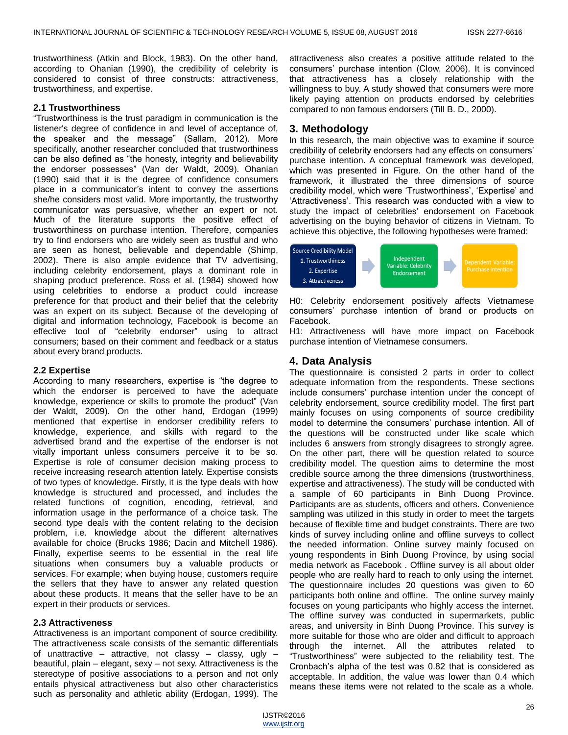trustworthiness (Atkin and Block, 1983). On the other hand, according to Ohanian (1990), the credibility of celebrity is considered to consist of three constructs: attractiveness, trustworthiness, and expertise.

### 2.1 Trustworthiness

"Trustworthiness is the trust paradigm in communication is the listener's degree of confidence in and level of acceptance of, the speaker and the message" (Sallam, 2012). More specifically, another researcher concluded that trustworthiness can be also defined as "the honesty, integrity and believability the endorser possesses" (Van der Waldt, 2009). Ohanian (1990) said that it is the degree of confidence consumers place in a communicator's intent to convey the assertions she/he considers most valid. More importantly, the trustworthy communicator was persuasive, whether an expert or not. Much of the literature supports the positive effect of trustworthiness on purchase intention. Therefore, companies try to find endorsers who are widely seen as trustful and who are seen as honest, believable and dependable (Shimp, 2002). There is also ample evidence that TV advertising, including celebrity endorsement, plays a dominant role in shaping product preference. Ross et al. (1984) showed how using celebrities to endorse a product could increase preference for that product and their belief that the celebrity was an expert on its subject. Because of the developing of digital and information technology, Facebook is become an effective tool of "celebrity endorser" using to attract consumers; based on their comment and feedback or a status about every brand products.

### 2.2 Expertise

According to many researchers, expertise is "the degree to which the endorser is perceived to have the adequate knowledge, experience or skills to promote the product" (Van der Waldt, 2009). On the other hand, Erdogan (1999) mentioned that expertise in endorser credibility refers to knowledge, experience, and skills with regard to the advertised brand and the expertise of the endorser is not vitally important unless consumers perceive it to be so. Expertise is role of consumer decision making process to receive increasing research attention lately. Expertise consists of two types of knowledge. Firstly, it is the type deals with how knowledge is structured and processed, and includes the related functions of cognition, encoding, retrieval, and information usage in the performance of a choice task. The second type deals with the content relating to the decision problem, i.e. knowledge about the different alternatives available for choice (Brucks 1986; Dacin and Mitchell 1986). Finally, expertise seems to be essential in the real life situations when consumers buy a valuable products or services. For example; when buying house, customers require the sellers that they have to answer any related question about these products. It means that the seller have to be an expert in their products or services.

### 2.3 Attractiveness

Attractiveness is an important component of source credibility. The attractiveness scale consists of the semantic differentials of unattractive – attractive, not classy – classy, ugly – beautiful, plain – elegant, sexy – not sexy. Attractiveness is the stereotype of positive associations to a person and not only entails physical attractiveness but also other characteristics such as personality and athletic ability (Erdogan, 1999). The attractiveness also creates a positive attitude related to the consumers' purchase intention (Clow, 2006). It is convinced that attractiveness has a closely relationship with the willingness to buy. A study showed that consumers were more likely paying attention on products endorsed by celebrities compared to non famous endorsers (Till B. D., 2000).

## 3. Methodology

In this research, the main objective was to examine if source credibility of celebrity endorsers had any effects on consumers' purchase intention. A conceptual framework was developed, which was presented in Figure. On the other hand of the framework, it illustrated the three dimensions of source credibility model, which were 'Trustworthiness', 'Expertise' and 'Attractiveness'. This research was conducted with a view to study the impact of celebrities' endorsement on Facebook advertising on the buying behavior of citizens in Vietnam. To achieve this objective, the following hypotheses were framed:

Source Credibility Model: 1. Trustworthiness, 2. Expertise, 3. Attractiveness → Independent Variable: Celebrity Endorsement → Dependent Variable: Purchase Intention

H0: Celebrity endorsement positively affects Vietnamese consumers' purchase intention of brand or products on Facebook.

H1: Attractiveness will have more impact on Facebook purchase intention of Vietnamese consumers.

## 4. Data Analysis

The questionnaire is consisted 2 parts in order to collect adequate information from the respondents. These sections include consumers' purchase intention under the concept of celebrity endorsement, source credibility model. The first part mainly focuses on using components of source credibility model to determine the consumers' purchase intention. All of the questions will be constructed under like scale which includes 6 answers from strongly disagrees to strongly agree. On the other part, there will be question related to source credibility model. The question aims to determine the most credible source among the three dimensions (trustworthiness, expertise and attractiveness). The study will be conducted with a sample of 60 participants in Binh Duong Province. Participants are as students, officers and others. Convenience sampling was utilized in this study in order to meet the targets because of flexible time and budget constraints. There are two kinds of survey including online and offline surveys to collect the needed information. Online survey mainly focused on young respondents in Binh Duong Province, by using social media network as Facebook . Offline survey is all about older people who are really hard to reach to only using the internet. The questionnaire includes 20 questions was given to 60 participants both online and offline. The online survey mainly focuses on young participants who highly access the internet. The offline survey was conducted in supermarkets, public areas, and university in Binh Duong Province. This survey is more suitable for those who are older and difficult to approach through the internet. All the attributes related to "Trustworthiness" were subjected to the reliability test. The Cronbach's alpha of the test was 0.82 that is considered as acceptable. In addition, the value was lower than 0.4 which means these items were not related to the scale as a whole.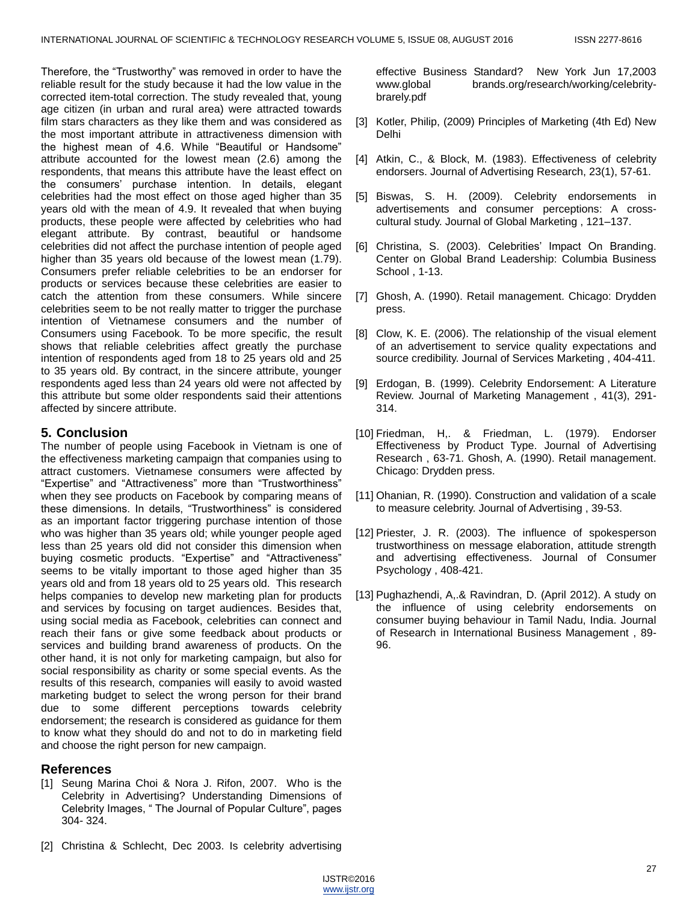Therefore, the "Trustworthy" was removed in order to have the reliable result for the study because it had the low value in the corrected item-total correction. The study revealed that, young age citizen (in urban and rural area) were attracted towards film stars characters as they like them and was considered as the most important attribute in attractiveness dimension with the highest mean of 4.6. While "Beautiful or Handsome" attribute accounted for the lowest mean (2.6) among the respondents, that means this attribute have the least effect on the consumers' purchase intention. In details, elegant celebrities had the most effect on those aged higher than 35 years old with the mean of 4.9. It revealed that when buying products, these people were affected by celebrities who had elegant attribute. By contrast, beautiful or handsome celebrities did not affect the purchase intention of people aged higher than 35 years old because of the lowest mean (1.79). Consumers prefer reliable celebrities to be an endorser for products or services because these celebrities are easier to catch the attention from these consumers. While sincere celebrities seem to be not really matter to trigger the purchase intention of Vietnamese consumers and the number of Consumers using Facebook. To be more specific, the result shows that reliable celebrities affect greatly the purchase intention of respondents aged from 18 to 25 years old and 25 to 35 years old. By contract, in the sincere attribute, younger respondents aged less than 24 years old were not affected by this attribute but some older respondents said their attentions affected by sincere attribute.

## 5. Conclusion

The number of people using Facebook in Vietnam is one of the effectiveness marketing campaign that companies using to attract customers. Vietnamese consumers were affected by "Expertise" and "Attractiveness" more than "Trustworthiness" when they see products on Facebook by comparing means of these dimensions. In details, "Trustworthiness" is considered as an important factor triggering purchase intention of those who was higher than 35 years old; while younger people aged less than 25 years old did not consider this dimension when buying cosmetic products. "Expertise" and "Attractiveness" seems to be vitally important to those aged higher than 35 years old and from 18 years old to 25 years old. This research helps companies to develop new marketing plan for products and services by focusing on target audiences. Besides that, using social media as Facebook, celebrities can connect and reach their fans or give some feedback about products or services and building brand awareness of products. On the other hand, it is not only for marketing campaign, but also for social responsibility as charity or some special events. As the results of this research, companies will easily to avoid wasted marketing budget to select the wrong person for their brand due to some different perceptions towards celebrity endorsement; the research is considered as guidance for them to know what they should do and not to do in marketing field and choose the right person for new campaign.

## References

[1] Seung Marina Choi & Nora J. Rifon, 2007. Who is the Celebrity in Advertising? Understanding Dimensions of Celebrity Images, " The Journal of Popular Culture", pages 304- 324.

[2] Christina & Schlecht, Dec 2003. Is celebrity advertising effective Business Standard? New York Jun 17,2003 www.global brands.org/research/working/celebrity-brarely.pdf

[3] Kotler, Philip, (2009) Principles of Marketing (4th Ed) New Delhi

[4] Atkin, C., & Block, M. (1983). Effectiveness of celebrity endorsers. Journal of Advertising Research, 23(1), 57-61.

[5] Biswas, S. H. (2009). Celebrity endorsements in advertisements and consumer perceptions: A cross-cultural study. Journal of Global Marketing , 121–137.

[6] Christina, S. (2003). Celebrities' Impact On Branding. Center on Global Brand Leadership: Columbia Business School , 1-13.

[7] Ghosh, A. (1990). Retail management. Chicago: Drydden press.

[8] Clow, K. E. (2006). The relationship of the visual element of an advertisement to service quality expectations and source credibility. Journal of Services Marketing , 404-411.

[9] Erdogan, B. (1999). Celebrity Endorsement: A Literature Review. Journal of Marketing Management , 41(3), 291-314.

[10] Friedman, H,. & Friedman, L. (1979). Endorser Effectiveness by Product Type. Journal of Advertising Research , 63-71. Ghosh, A. (1990). Retail management. Chicago: Drydden press.

[11] Ohanian, R. (1990). Construction and validation of a scale to measure celebrity. Journal of Advertising , 39-53.

[12] Priester, J. R. (2003). The influence of spokesperson trustworthiness on message elaboration, attitude strength and advertising effectiveness. Journal of Consumer Psychology , 408-421.

[13] Pughazhendi, A,.& Ravindran, D. (April 2012). A study on the influence of using celebrity endorsements on consumer buying behaviour in Tamil Nadu, India. Journal of Research in International Business Management , 89-96.